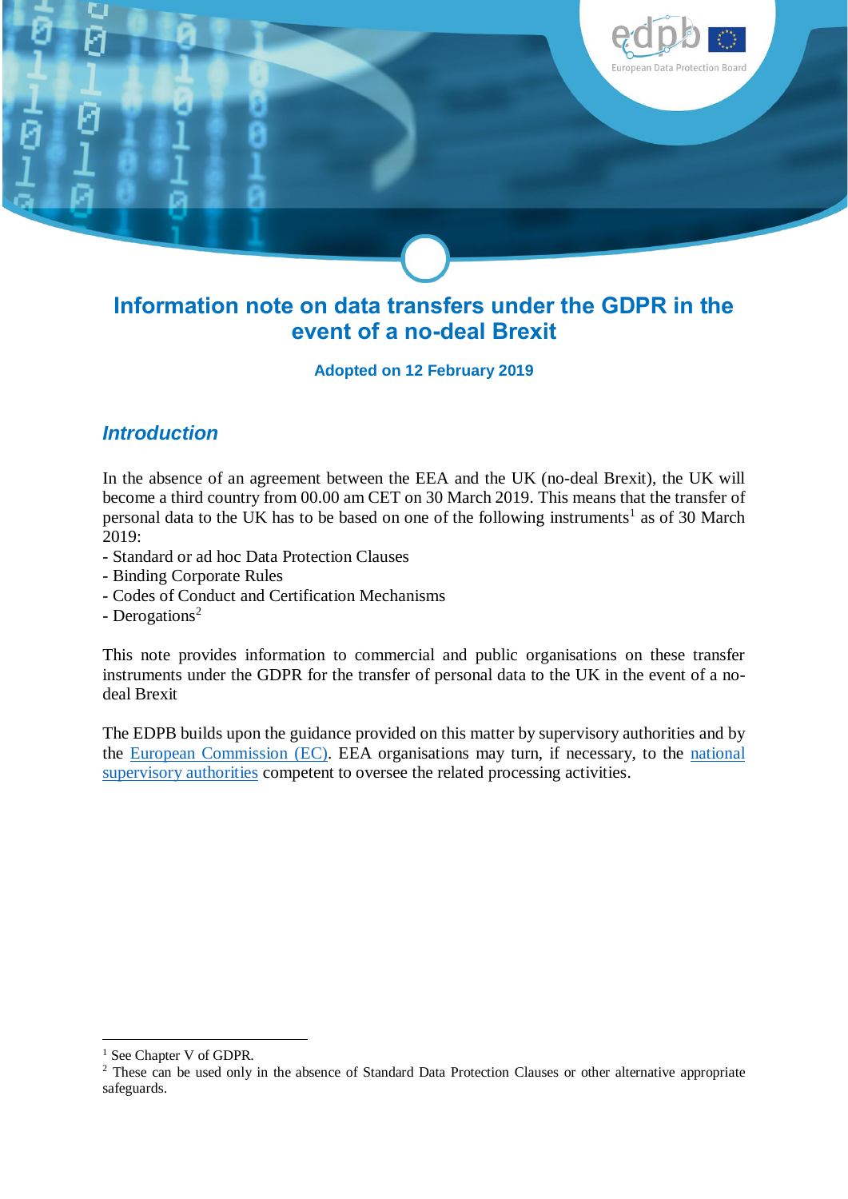# Information note on data transfers under the GDPR in the event of a no-deal Brexit

**Adopted on 12 February 2019**

## *Introduction*

In the absence of an agreement between the EEA and the UK (no-deal Brexit), the UK will become a third country from 00.00 am CET on 30 March 2019. This means that the transfer of personal data to the UK has to be based on one of the following instruments[1] as of 30 March 2019:

- Standard or ad hoc Data Protection Clauses
- Binding Corporate Rules
- Codes of Conduct and Certification Mechanisms
- Derogations[2]

This note provides information to commercial and public organisations on these transfer instruments under the GDPR for the transfer of personal data to the UK in the event of a no-deal Brexit

The EDPB builds upon the guidance provided on this matter by supervisory authorities and by the European Commission (EC). EEA organisations may turn, if necessary, to the national supervisory authorities competent to oversee the related processing activities.

---

[1] See Chapter V of GDPR.

[2] These can be used only in the absence of Standard Data Protection Clauses or other alternative appropriate safeguards.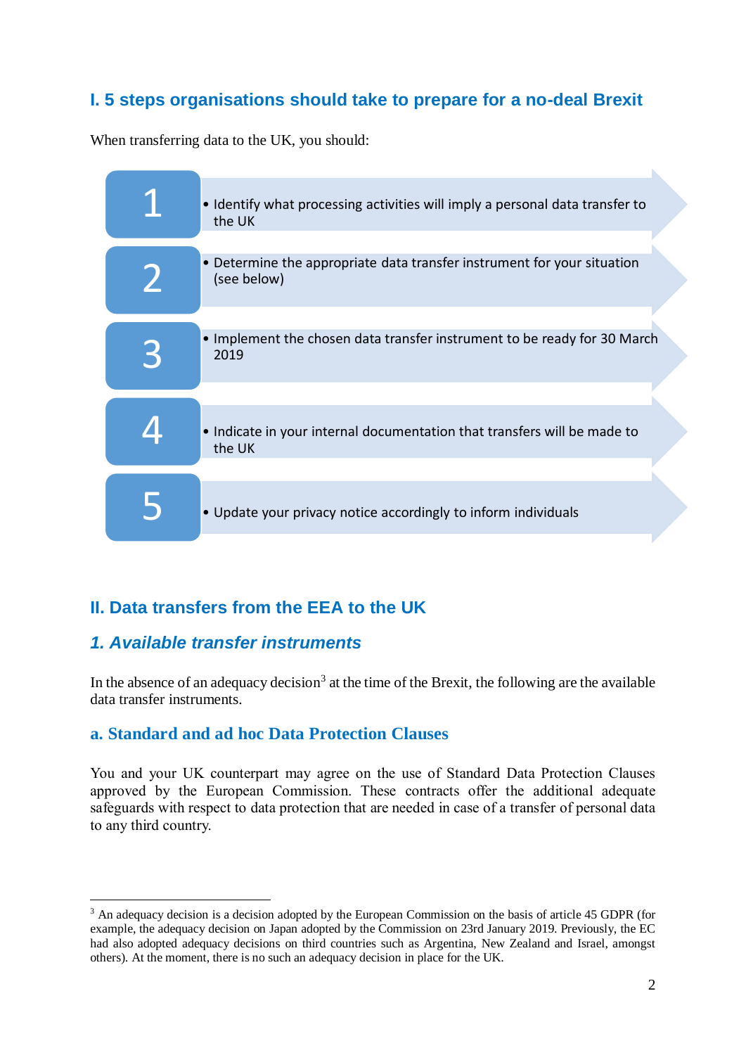## I. 5 steps organisations should take to prepare for a no-deal Brexit

When transferring data to the UK, you should:

1. Identify what processing activities will imply a personal data transfer to the UK
2. Determine the appropriate data transfer instrument for your situation (see below)
3. Implement the chosen data transfer instrument to be ready for 30 March 2019
4. Indicate in your internal documentation that transfers will be made to the UK
5. Update your privacy notice accordingly to inform individuals

## II. Data transfers from the EEA to the UK

### *1. Available transfer instruments*

In the absence of an adequacy decision[3] at the time of the Brexit, the following are the available data transfer instruments.

#### a. Standard and ad hoc Data Protection Clauses

You and your UK counterpart may agree on the use of Standard Data Protection Clauses approved by the European Commission. These contracts offer the additional adequate safeguards with respect to data protection that are needed in case of a transfer of personal data to any third country.

---

[3] An adequacy decision is a decision adopted by the European Commission on the basis of article 45 GDPR (for example, the adequacy decision on Japan adopted by the Commission on 23rd January 2019. Previously, the EC had also adopted adequacy decisions on third countries such as Argentina, New Zealand and Israel, amongst others). At the moment, there is no such an adequacy decision in place for the UK.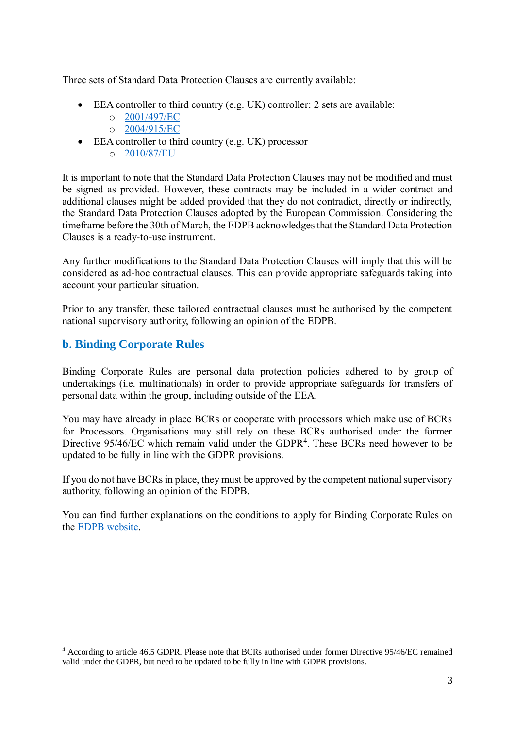Three sets of Standard Data Protection Clauses are currently available:

- EEA controller to third country (e.g. UK) controller: 2 sets are available:
  - 2001/497/EC
  - 2004/915/EC
- EEA controller to third country (e.g. UK) processor
  - 2010/87/EU

It is important to note that the Standard Data Protection Clauses may not be modified and must be signed as provided. However, these contracts may be included in a wider contract and additional clauses might be added provided that they do not contradict, directly or indirectly, the Standard Data Protection Clauses adopted by the European Commission. Considering the timeframe before the 30th of March, the EDPB acknowledges that the Standard Data Protection Clauses is a ready-to-use instrument.

Any further modifications to the Standard Data Protection Clauses will imply that this will be considered as ad-hoc contractual clauses. This can provide appropriate safeguards taking into account your particular situation.

Prior to any transfer, these tailored contractual clauses must be authorised by the competent national supervisory authority, following an opinion of the EDPB.

## b. Binding Corporate Rules

Binding Corporate Rules are personal data protection policies adhered to by group of undertakings (i.e. multinationals) in order to provide appropriate safeguards for transfers of personal data within the group, including outside of the EEA.

You may have already in place BCRs or cooperate with processors which make use of BCRs for Processors. Organisations may still rely on these BCRs authorised under the former Directive 95/46/EC which remain valid under the GDPR[4]. These BCRs need however to be updated to be fully in line with the GDPR provisions.

If you do not have BCRs in place, they must be approved by the competent national supervisory authority, following an opinion of the EDPB.

You can find further explanations on the conditions to apply for Binding Corporate Rules on the EDPB website.

---

[4] According to article 46.5 GDPR. Please note that BCRs authorised under former Directive 95/46/EC remained valid under the GDPR, but need to be updated to be fully in line with GDPR provisions.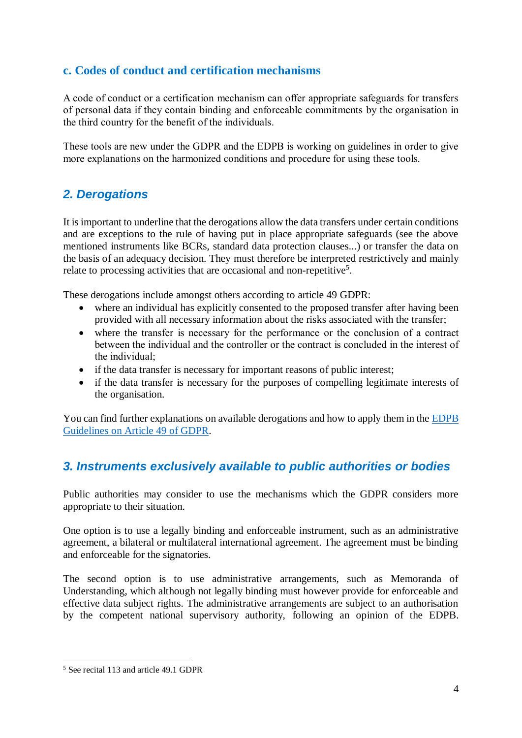### c. Codes of conduct and certification mechanisms

A code of conduct or a certification mechanism can offer appropriate safeguards for transfers of personal data if they contain binding and enforceable commitments by the organisation in the third country for the benefit of the individuals.

These tools are new under the GDPR and the EDPB is working on guidelines in order to give more explanations on the harmonized conditions and procedure for using these tools.

## *2. Derogations*

It is important to underline that the derogations allow the data transfers under certain conditions and are exceptions to the rule of having put in place appropriate safeguards (see the above mentioned instruments like BCRs, standard data protection clauses...) or transfer the data on the basis of an adequacy decision. They must therefore be interpreted restrictively and mainly relate to processing activities that are occasional and non-repetitive[5].

These derogations include amongst others according to article 49 GDPR:

- where an individual has explicitly consented to the proposed transfer after having been provided with all necessary information about the risks associated with the transfer;
- where the transfer is necessary for the performance or the conclusion of a contract between the individual and the controller or the contract is concluded in the interest of the individual;
- if the data transfer is necessary for important reasons of public interest;
- if the data transfer is necessary for the purposes of compelling legitimate interests of the organisation.

You can find further explanations on available derogations and how to apply them in the EDPB Guidelines on Article 49 of GDPR.

## *3. Instruments exclusively available to public authorities or bodies*

Public authorities may consider to use the mechanisms which the GDPR considers more appropriate to their situation.

One option is to use a legally binding and enforceable instrument, such as an administrative agreement, a bilateral or multilateral international agreement. The agreement must be binding and enforceable for the signatories.

The second option is to use administrative arrangements, such as Memoranda of Understanding, which although not legally binding must however provide for enforceable and effective data subject rights. The administrative arrangements are subject to an authorisation by the competent national supervisory authority, following an opinion of the EDPB.

---

[5] See recital 113 and article 49.1 GDPR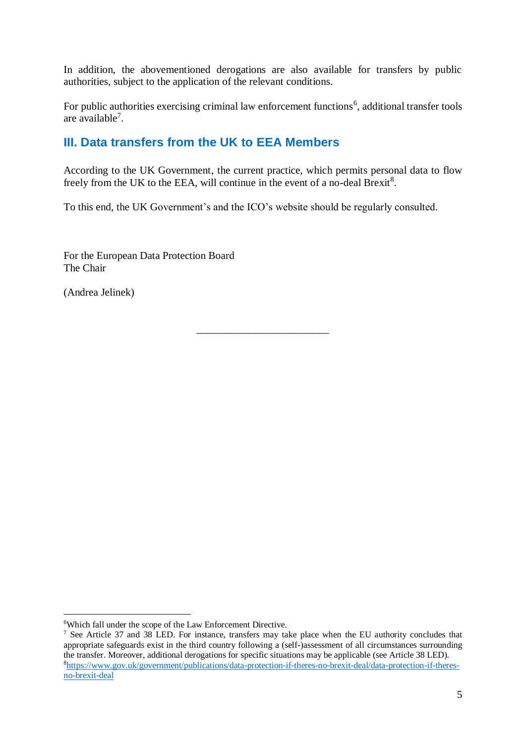In addition, the abovementioned derogations are also available for transfers by public authorities, subject to the application of the relevant conditions.

For public authorities exercising criminal law enforcement functions[6], additional transfer tools are available[7].

## III. Data transfers from the UK to EEA Members

According to the UK Government, the current practice, which permits personal data to flow freely from the UK to the EEA, will continue in the event of a no-deal Brexit[8].

To this end, the UK Government's and the ICO's website should be regularly consulted.

For the European Data Protection Board
The Chair

(Andrea Jelinek)

---

[6]Which fall under the scope of the Law Enforcement Directive.

[7] See Article 37 and 38 LED. For instance, transfers may take place when the EU authority concludes that appropriate safeguards exist in the third country following a (self-)assessment of all circumstances surrounding the transfer. Moreover, additional derogations for specific situations may be applicable (see Article 38 LED).

[8]https://www.gov.uk/government/publications/data-protection-if-theres-no-brexit-deal/data-protection-if-theres-no-brexit-deal